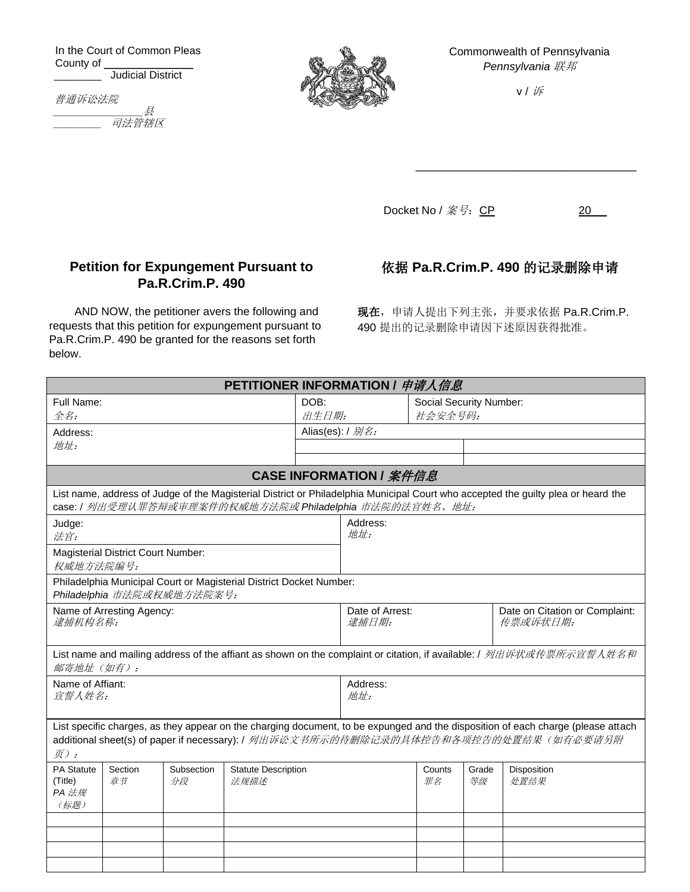In the Court of Common Pleas
County of ______________
________ Judicial District

*普通诉讼法院*
*________________县*
*________ 司法管辖区*

Commonwealth of Pennsylvania
*Pennsylvania 联邦*

v / *诉*

__________________________________

Docket No / *案号*：CP ____________ 20___

## Petition for Expungement Pursuant to Pa.R.Crim.P. 490

## 依据 Pa.R.Crim.P. 490 的记录删除申请

AND NOW, the petitioner avers the following and requests that this petition for expungement pursuant to Pa.R.Crim.P. 490 be granted for the reasons set forth below.

**现在**，申请人提出下列主张，并要求依据 Pa.R.Crim.P. 490 提出的记录删除申请因下述原因获得批准。

| **PETITIONER INFORMATION / *申请人信息*** | | |
|---|---|---|
| Full Name: *全名：* | DOB: *出生日期：* | Social Security Number: *社会安全号码：* |
| Address: *地址：* | Alias(es): / *别名：* | |
| | | |
| | | |

| **CASE INFORMATION / *案件信息*** | | |
|---|---|---|
| List name, address of Judge of the Magisterial District or Philadelphia Municipal Court who accepted the guilty plea or heard the case: / *列出受理认罪答辩或审理案件的权威地方法院或 Philadelphia 市法院的法官姓名、地址：* | | |
| Judge: *法官：* | Address: *地址：* | |
| Magisterial District Court Number: *权威地方法院编号：* | | |
| Philadelphia Municipal Court or Magisterial District Docket Number: *Philadelphia 市法院或权威地方法院案号：* | | |
| Name of Arresting Agency: *逮捕机构名称：* | Date of Arrest: *逮捕日期：* | Date on Citation or Complaint: *传票或诉状日期：* |
| List name and mailing address of the affiant as shown on the complaint or citation, if available: / *列出诉状或传票所示宣誓人姓名和邮寄地址（如有）：* | | |
| Name of Affiant: *宣誓人姓名：* | Address: *地址：* | |

List specific charges, as they appear on the charging document, to be expunged and the disposition of each charge (please attach additional sheet(s) of paper if necessary): / *列出诉讼文书所示的待删除记录的具体控告和各项控告的处置结果（如有必要请另附页）：*

| PA Statute (Title) *PA 法规（标题）* | Section *章节* | Subsection *分段* | Statute Description *法规描述* | Counts *罪名* | Grade *等级* | Disposition *处置结果* |
|---|---|---|---|---|---|---|
| | | | | | | |
| | | | | | | |
| | | | | | | |
| | | | | | | |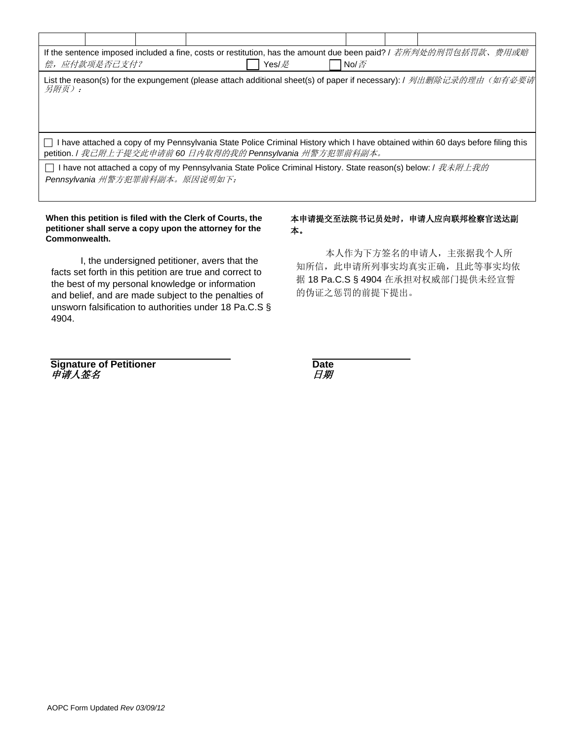| | | | | | | |
|---|---|---|---|---|---|---|
| | | | | | | |

If the sentence imposed included a fine, costs or restitution, has the amount due been paid? / *若所判处的刑罚包括罚款、费用或赔偿，应付款项是否已支付?*　☐ Yes/*是*　☐ No/*否*

List the reason(s) for the expungement (please attach additional sheet(s) of paper if necessary): / *列出删除记录的理由（如有必要请另附页）：*

☐ I have attached a copy of my Pennsylvania State Police Criminal History which I have obtained within 60 days before filing this petition. / *我已附上于提交此申请前 60 日内取得的我的 Pennsylvania 州警方犯罪前科副本。*

☐ I have not attached a copy of my Pennsylvania State Police Criminal History. State reason(s) below: / *我未附上我的 Pennsylvania 州警方犯罪前科副本。原因说明如下：*

**When this petition is filed with the Clerk of Courts, the petitioner shall serve a copy upon the attorney for the Commonwealth.**

I, the undersigned petitioner, avers that the facts set forth in this petition are true and correct to the best of my personal knowledge or information and belief, and are made subject to the penalties of unsworn falsification to authorities under 18 Pa.C.S § 4904.

**本申请提交至法院书记员处时，申请人应向联邦检察官送达副本。**

本人作为下方签名的申请人，主张据我个人所知所信，此申请所列事实均真实正确，且此等事实均依据 18 Pa.C.S § 4904 在承担对权威部门提供未经宣誓的伪证之惩罚的前提下提出。

**Signature of Petitioner**
***申请人签名***

**Date**
***日期***

AOPC Form Updated *Rev 03/09/12*